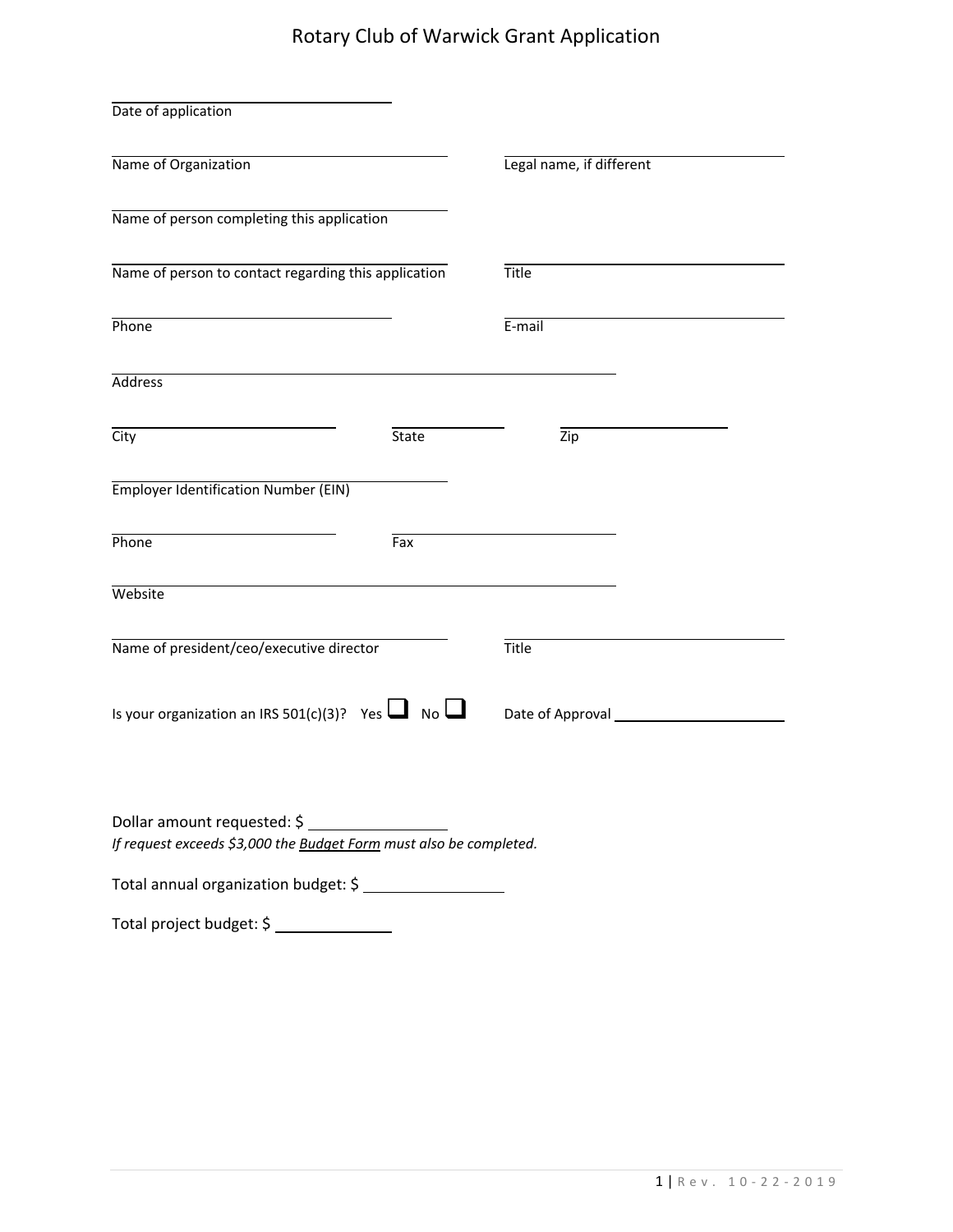# Rotary Club of Warwick Grant Application

Date of application: ______________________

Name of Organization: ______________________

Legal name, if different: ______________________

Name of person completing this application: ______________________

Name of person to contact regarding this application: ______________________

Title: ______________________

Phone: ______________________

E-mail: ______________________

Address: ______________________

City: ______________________

State: ______________________

Zip: ______________________

Employer Identification Number (EIN): ______________________

Phone: ______________________

Fax: ______________________

Website: ______________________

Name of president/ceo/executive director: ______________________

Title: ______________________

Is your organization an IRS 501(c)(3)? Yes ☐ No ☐

Date of Approval: ______________________

Dollar amount requested: $ ______________________

*If request exceeds $3,000 the Budget Form must also be completed.*

Total annual organization budget: $ ______________________

Total project budget: $ ______________________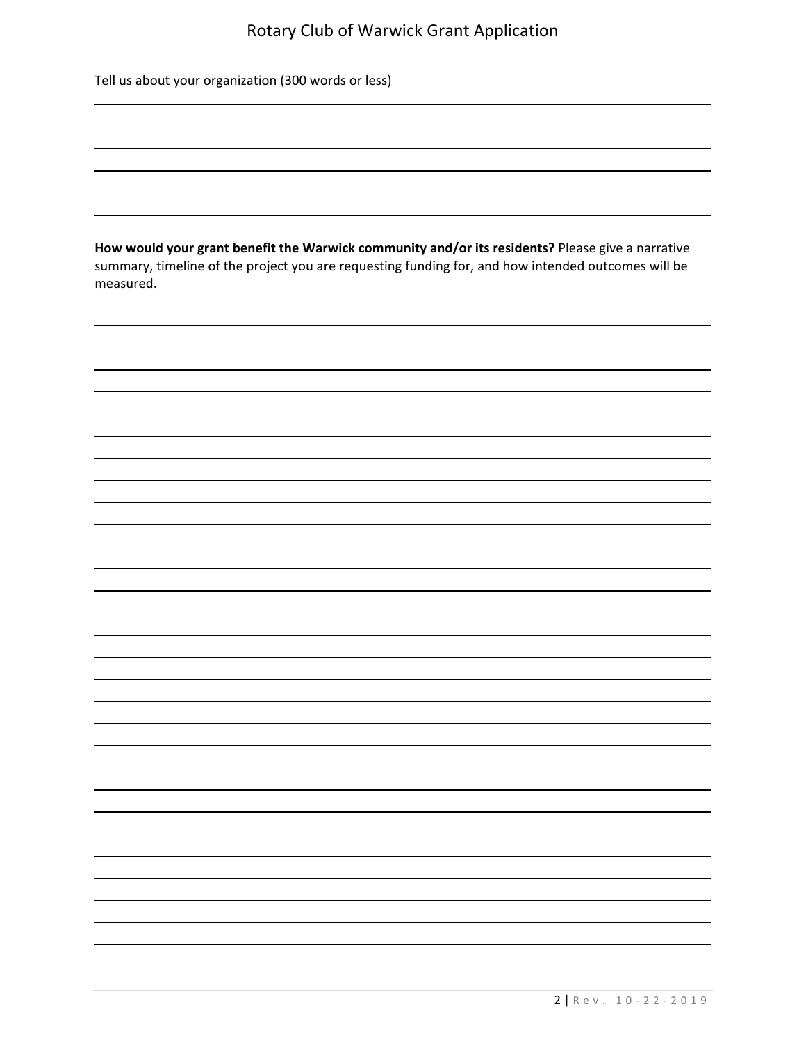Tell us about your organization (300 words or less)

**How would your grant benefit the Warwick community and/or its residents?** Please give a narrative summary, timeline of the project you are requesting funding for, and how intended outcomes will be measured.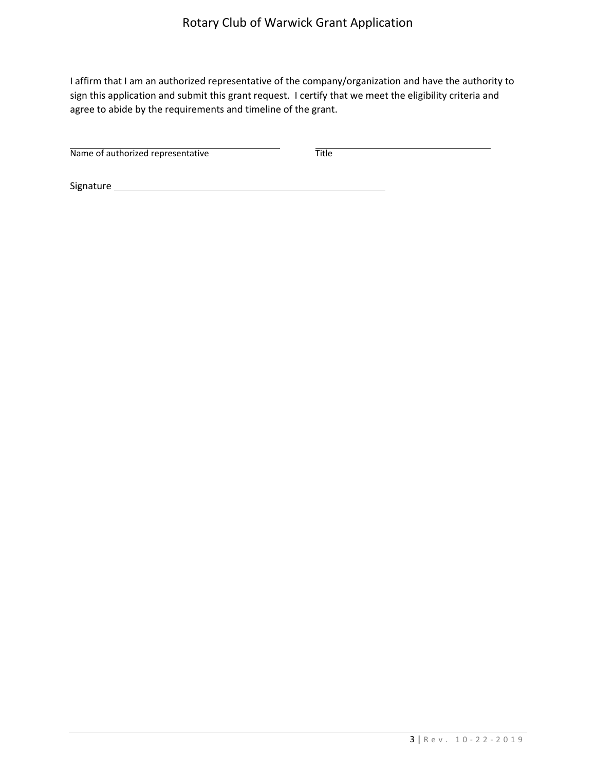I affirm that I am an authorized representative of the company/organization and have the authority to sign this application and submit this grant request. I certify that we meet the eligibility criteria and agree to abide by the requirements and timeline of the grant.

\_\_\_\_\_\_\_\_\_\_\_\_\_\_\_\_\_\_\_\_\_\_\_\_\_\_\_\_\_\_\_\_\_\_\_\_\_\_\_\_ \_\_\_\_\_\_\_\_\_\_\_\_\_\_\_\_\_\_\_\_\_\_\_\_\_\_\_\_\_\_\_\_\_\_\_\_
Name of authorized representative Title

Signature \_\_\_\_\_\_\_\_\_\_\_\_\_\_\_\_\_\_\_\_\_\_\_\_\_\_\_\_\_\_\_\_\_\_\_\_\_\_\_\_\_\_\_\_\_\_\_\_